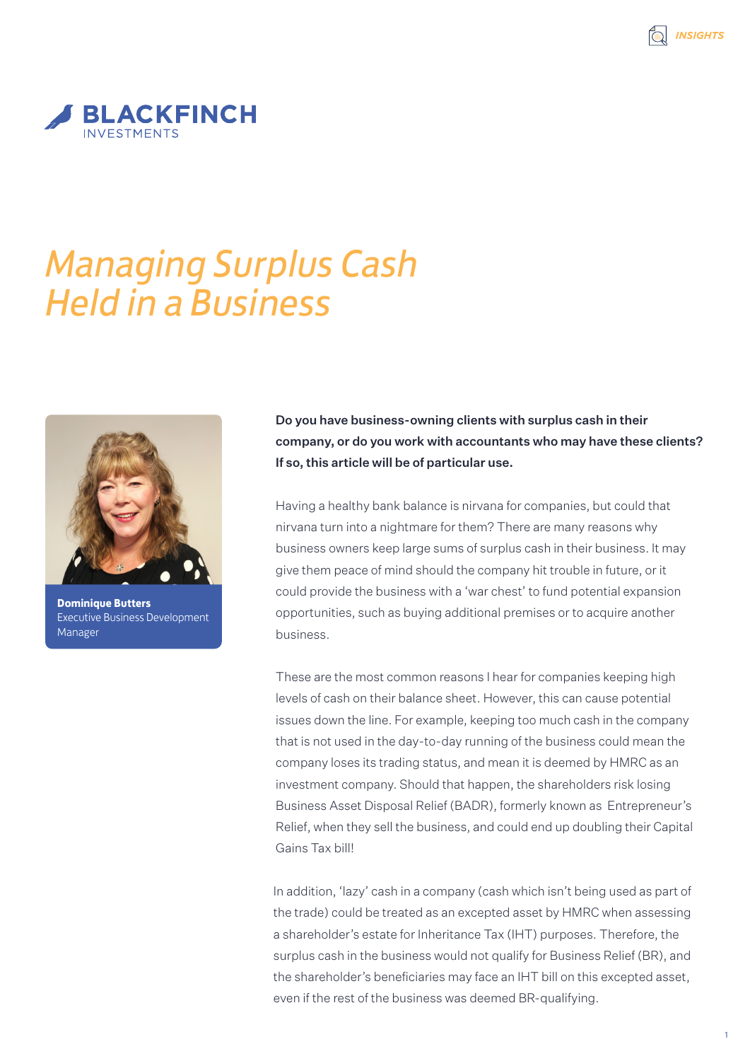INSIGHTS

BLACKFINCH INVESTMENTS

# *Managing Surplus Cash Held in a Business*

**Dominique Butters**
Executive Business Development Manager

**Do you have business-owning clients with surplus cash in their company, or do you work with accountants who may have these clients? If so, this article will be of particular use.**

Having a healthy bank balance is nirvana for companies, but could that nirvana turn into a nightmare for them? There are many reasons why business owners keep large sums of surplus cash in their business. It may give them peace of mind should the company hit trouble in future, or it could provide the business with a 'war chest' to fund potential expansion opportunities, such as buying additional premises or to acquire another business.

These are the most common reasons I hear for companies keeping high levels of cash on their balance sheet. However, this can cause potential issues down the line. For example, keeping too much cash in the company that is not used in the day-to-day running of the business could mean the company loses its trading status, and mean it is deemed by HMRC as an investment company. Should that happen, the shareholders risk losing Business Asset Disposal Relief (BADR), formerly known as Entrepreneur's Relief, when they sell the business, and could end up doubling their Capital Gains Tax bill!

In addition, 'lazy' cash in a company (cash which isn't being used as part of the trade) could be treated as an excepted asset by HMRC when assessing a shareholder's estate for Inheritance Tax (IHT) purposes. Therefore, the surplus cash in the business would not qualify for Business Relief (BR), and the shareholder's beneficiaries may face an IHT bill on this excepted asset, even if the rest of the business was deemed BR-qualifying.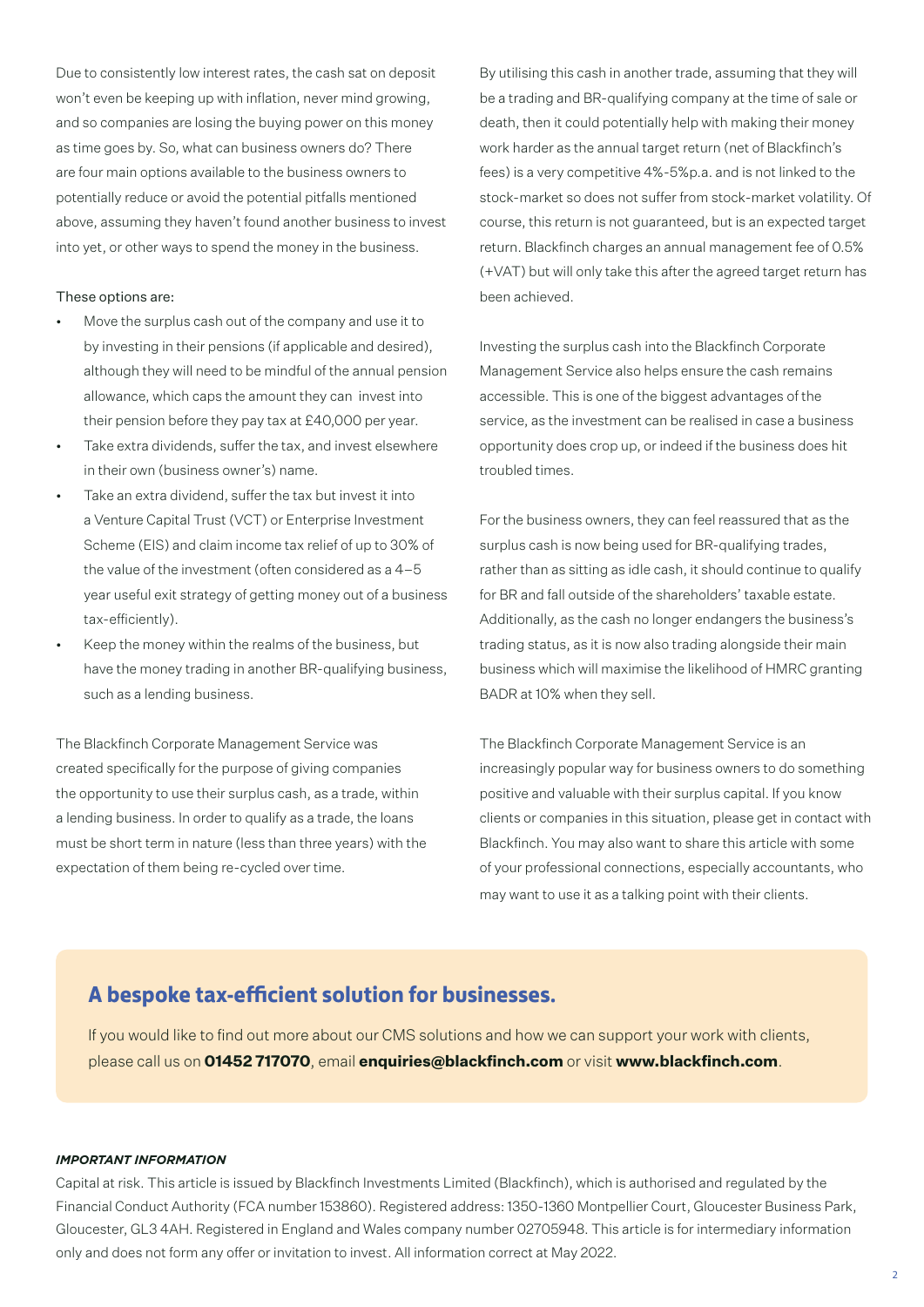Due to consistently low interest rates, the cash sat on deposit won't even be keeping up with inflation, never mind growing, and so companies are losing the buying power on this money as time goes by. So, what can business owners do? There are four main options available to the business owners to potentially reduce or avoid the potential pitfalls mentioned above, assuming they haven't found another business to invest into yet, or other ways to spend the money in the business.

These options are:

- Move the surplus cash out of the company and use it to by investing in their pensions (if applicable and desired), although they will need to be mindful of the annual pension allowance, which caps the amount they can invest into their pension before they pay tax at £40,000 per year.
- Take extra dividends, suffer the tax, and invest elsewhere in their own (business owner's) name.
- Take an extra dividend, suffer the tax but invest it into a Venture Capital Trust (VCT) or Enterprise Investment Scheme (EIS) and claim income tax relief of up to 30% of the value of the investment (often considered as a 4–5 year useful exit strategy of getting money out of a business tax-efficiently).
- Keep the money within the realms of the business, but have the money trading in another BR-qualifying business, such as a lending business.

The Blackfinch Corporate Management Service was created specifically for the purpose of giving companies the opportunity to use their surplus cash, as a trade, within a lending business. In order to qualify as a trade, the loans must be short term in nature (less than three years) with the expectation of them being re-cycled over time.

By utilising this cash in another trade, assuming that they will be a trading and BR-qualifying company at the time of sale or death, then it could potentially help with making their money work harder as the annual target return (net of Blackfinch's fees) is a very competitive 4%-5%p.a. and is not linked to the stock-market so does not suffer from stock-market volatility. Of course, this return is not guaranteed, but is an expected target return. Blackfinch charges an annual management fee of 0.5% (+VAT) but will only take this after the agreed target return has been achieved.

Investing the surplus cash into the Blackfinch Corporate Management Service also helps ensure the cash remains accessible. This is one of the biggest advantages of the service, as the investment can be realised in case a business opportunity does crop up, or indeed if the business does hit troubled times.

For the business owners, they can feel reassured that as the surplus cash is now being used for BR-qualifying trades, rather than as sitting as idle cash, it should continue to qualify for BR and fall outside of the shareholders' taxable estate. Additionally, as the cash no longer endangers the business's trading status, as it is now also trading alongside their main business which will maximise the likelihood of HMRC granting BADR at 10% when they sell.

The Blackfinch Corporate Management Service is an increasingly popular way for business owners to do something positive and valuable with their surplus capital. If you know clients or companies in this situation, please get in contact with Blackfinch. You may also want to share this article with some of your professional connections, especially accountants, who may want to use it as a talking point with their clients.

## A bespoke tax-efficient solution for businesses.

If you would like to find out more about our CMS solutions and how we can support your work with clients, please call us on **01452 717070**, email **enquiries@blackfinch.com** or visit **www.blackfinch.com**.

***IMPORTANT INFORMATION***

Capital at risk. This article is issued by Blackfinch Investments Limited (Blackfinch), which is authorised and regulated by the Financial Conduct Authority (FCA number 153860). Registered address: 1350-1360 Montpellier Court, Gloucester Business Park, Gloucester, GL3 4AH. Registered in England and Wales company number 02705948. This article is for intermediary information only and does not form any offer or invitation to invest. All information correct at May 2022.